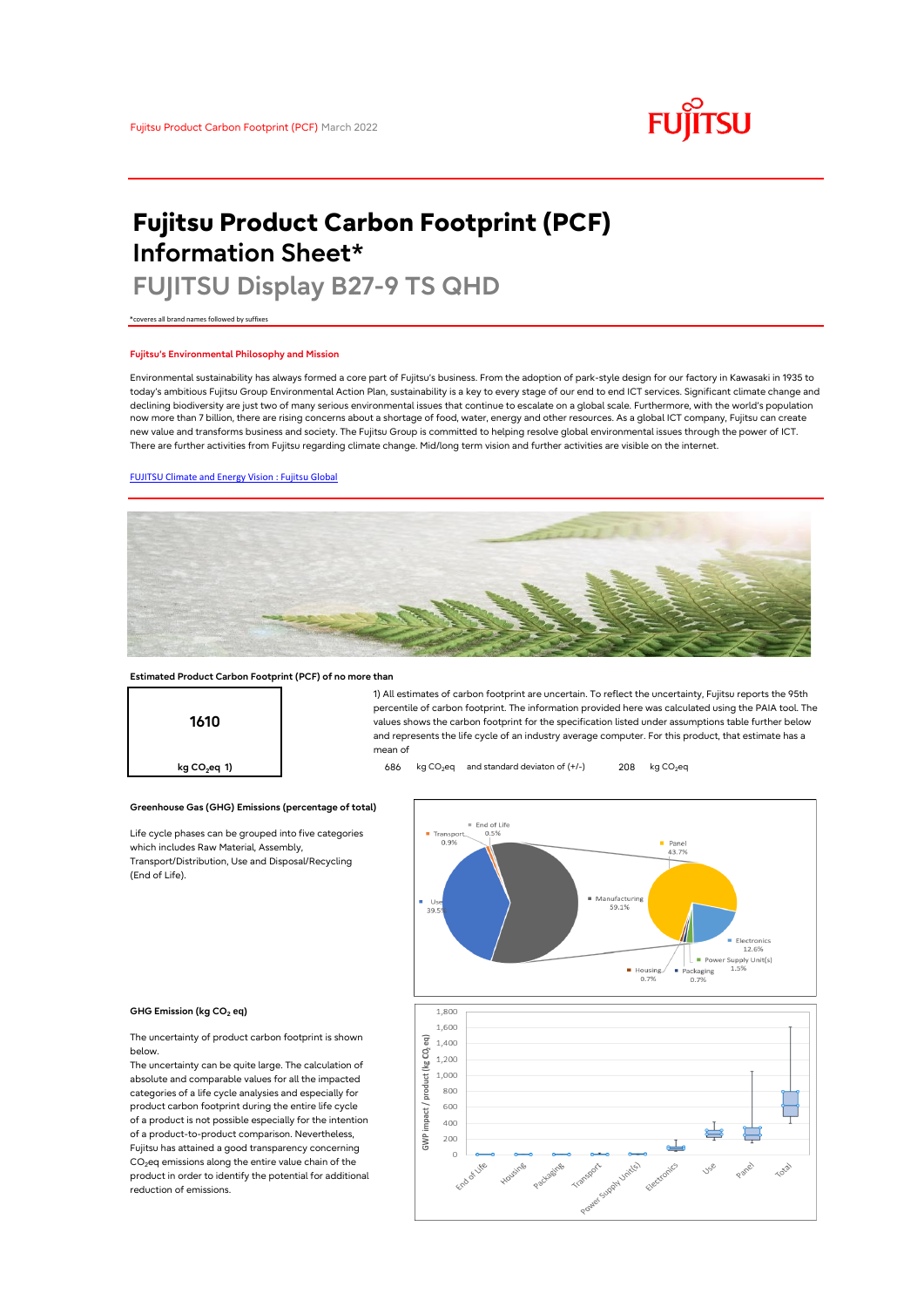# Fujitsu Product Carbon Footprint (PCF) Information Sheet*

## FUJITSU Display B27-9 TS QHD

*coveres all brand names followed by suffixes

### Fujitsu's Environmental Philosophy and Mission

Environmental sustainability has always formed a core part of Fujitsu's business. From the adoption of park-style design for our factory in Kawasaki in 1935 to today's ambitious Fujitsu Group Environmental Action Plan, sustainability is a key to every stage of our end to end ICT services. Significant climate change and declining biodiversity are just two of many serious environmental issues that continue to escalate on a global scale. Furthermore, with the world's population now more than 7 billion, there are rising concerns about a shortage of food, water, energy and other resources. As a global ICT company, Fujitsu can create new value and transforms business and society. The Fujitsu Group is committed to helping resolve global environmental issues through the power of ICT. There are further activities from Fujitsu regarding climate change. Mid/long term vision and further activities are visible on the internet.

[FUJITSU Climate and Energy Vision : Fujitsu Global]

### Estimated Product Carbon Footprint (PCF) of no more than

**1610**

**kg $CO_2$eq 1)**

1) All estimates of carbon footprint are uncertain. To reflect the uncertainty, Fujitsu reports the 95th percentile of carbon footprint. The information provided here was calculated using the PAIA tool. The values shows the carbon footprint for the specification listed under assumptions table further below and represents the life cycle of an industry average computer. For this product, that estimate has a mean of

686 kg $CO_2$eq and standard deviaton of (+/-) 208 kg $CO_2$eq

### Greenhouse Gas (GHG) Emissions (percentage of total)

Life cycle phases can be grouped into five categories which includes Raw Material, Assembly, Transport/Distribution, Use and Disposal/Recycling (End of Life).

| Phase | Share |
|---|---|
| Transport | 0.9% |
| End of Life | 0.5% |
| Use | 39.5% |
| Manufacturing | 59.1% |
| Panel | 43.7% |
| Electronics | 12.6% |
| Power Supply Unit(s) | 1.5% |
| Housing | 0.7% |
| Packaging | 0.7% |

### GHG Emission (kg $CO_2$ eq)

The uncertainty of product carbon footprint is shown below.

The uncertainty can be quite large. The calculation of absolute and comparable values for all the impacted categories of a life cycle analysies and especially for product carbon footprint during the entire life cycle of a product is not possible especially for the intention of a product-to-product comparison. Nevertheless, Fujitsu has attained a good transparency concerning $CO_2$eq emissions along the entire value chain of the product in order to identify the potential for additional reduction of emissions.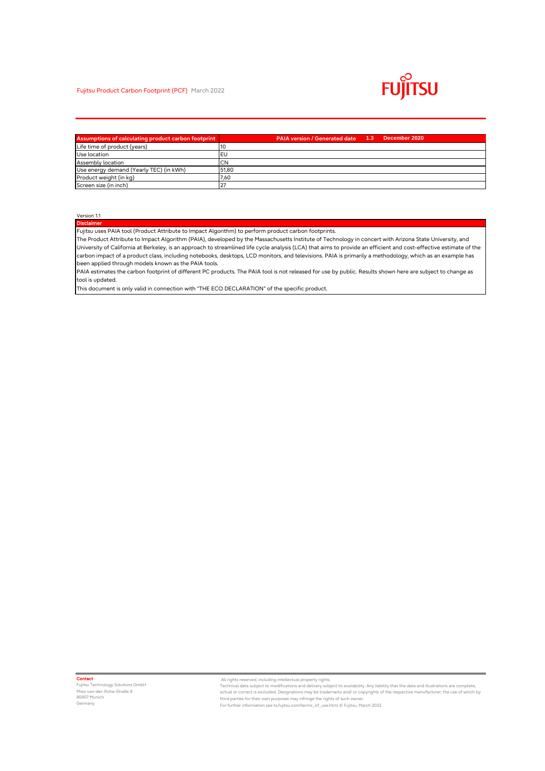Fujitsu Product Carbon Footprint (PCF) March 2022

FUJITSU

| Assumptions of calculating product carbon footprint | PAIA version / Generated date 1.3 December 2020 |
|---|---|
| Life time of product (years) | 10 |
| Use location | EU |
| Assembly location | CN |
| Use energy demand (Yearly TEC) (in kWh) | 51,80 |
| Product weight (in kg) | 7,60 |
| Screen size (in inch) | 27 |

Version 1.1

**Disclaimer**

Fujitsu uses PAIA tool (Product Attribute to Impact Algorithm) to perform product carbon footprints.

The Product Attribute to Impact Algorithm (PAIA), developed by the Massachusetts Institute of Technology in concert with Arizona State University, and University of California at Berkeley, is an approach to streamlined life cycle analysis (LCA) that aims to provide an efficient and cost-effective estimate of the carbon impact of a product class, including notebooks, desktops, LCD monitors, and televisions. PAIA is primarily a methodology, which as an example has been applied through models known as the PAIA tools.

PAIA estimates the carbon footprint of different PC products. The PAIA tool is not released for use by public. Results shown here are subject to change as tool is updated.

This document is only valid in connection with "THE ECO DECLARATION" of the specific product.

**Contact**
Fujitsu Technology Solutions GmbH
Mies-van-der-Rohe-Straße 8
80807 Munich
Germany

All rights reserved, including intellectual property rights.
Technical data subject to modifications and delivery subject to availability. Any liability that the data and illustrations are complete, actual or correct is excluded. Designations may be trademarks and/ or copyrights of the respective manufacturer, the use of which by third parties for their own purposes may infringe the rights of such owner.
For further information see ts.fujitsu.com/terms_of_use.html © Fujitsu, March 2022